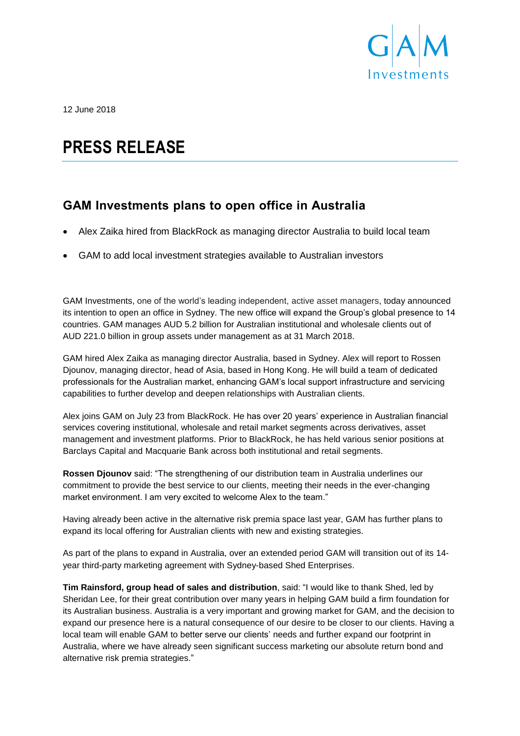12 June 2018

# PRESS RELEASE

## GAM Investments plans to open office in Australia

- Alex Zaika hired from BlackRock as managing director Australia to build local team
- GAM to add local investment strategies available to Australian investors

GAM Investments, one of the world's leading independent, active asset managers, today announced its intention to open an office in Sydney. The new office will expand the Group's global presence to 14 countries. GAM manages AUD 5.2 billion for Australian institutional and wholesale clients out of AUD 221.0 billion in group assets under management as at 31 March 2018.

GAM hired Alex Zaika as managing director Australia, based in Sydney. Alex will report to Rossen Djounov, managing director, head of Asia, based in Hong Kong. He will build a team of dedicated professionals for the Australian market, enhancing GAM's local support infrastructure and servicing capabilities to further develop and deepen relationships with Australian clients.

Alex joins GAM on July 23 from BlackRock. He has over 20 years' experience in Australian financial services covering institutional, wholesale and retail market segments across derivatives, asset management and investment platforms. Prior to BlackRock, he has held various senior positions at Barclays Capital and Macquarie Bank across both institutional and retail segments.

**Rossen Djounov** said: "The strengthening of our distribution team in Australia underlines our commitment to provide the best service to our clients, meeting their needs in the ever-changing market environment. I am very excited to welcome Alex to the team."

Having already been active in the alternative risk premia space last year, GAM has further plans to expand its local offering for Australian clients with new and existing strategies.

As part of the plans to expand in Australia, over an extended period GAM will transition out of its 14-year third-party marketing agreement with Sydney-based Shed Enterprises.

**Tim Rainsford, group head of sales and distribution**, said: "I would like to thank Shed, led by Sheridan Lee, for their great contribution over many years in helping GAM build a firm foundation for its Australian business. Australia is a very important and growing market for GAM, and the decision to expand our presence here is a natural consequence of our desire to be closer to our clients. Having a local team will enable GAM to better serve our clients' needs and further expand our footprint in Australia, where we have already seen significant success marketing our absolute return bond and alternative risk premia strategies."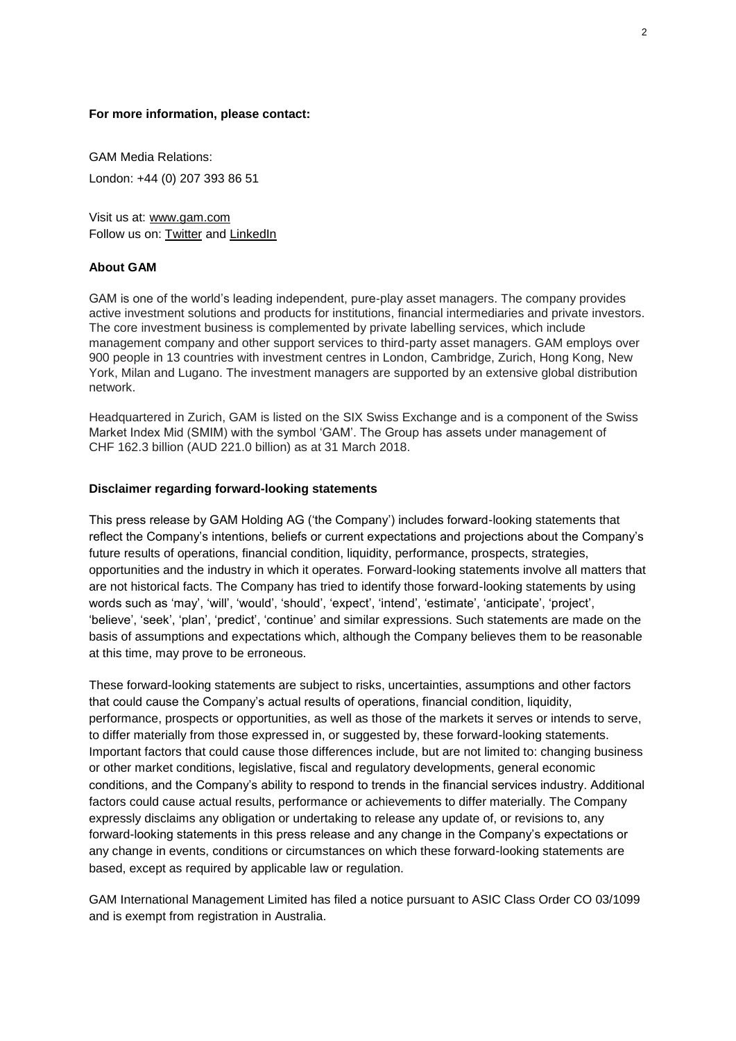**For more information, please contact:**

GAM Media Relations:

London: +44 (0) 207 393 86 51

Visit us at: www.gam.com
Follow us on: Twitter and LinkedIn

**About GAM**

GAM is one of the world's leading independent, pure-play asset managers. The company provides active investment solutions and products for institutions, financial intermediaries and private investors. The core investment business is complemented by private labelling services, which include management company and other support services to third-party asset managers. GAM employs over 900 people in 13 countries with investment centres in London, Cambridge, Zurich, Hong Kong, New York, Milan and Lugano. The investment managers are supported by an extensive global distribution network.

Headquartered in Zurich, GAM is listed on the SIX Swiss Exchange and is a component of the Swiss Market Index Mid (SMIM) with the symbol 'GAM'. The Group has assets under management of CHF 162.3 billion (AUD 221.0 billion) as at 31 March 2018.

**Disclaimer regarding forward-looking statements**

This press release by GAM Holding AG ('the Company') includes forward-looking statements that reflect the Company's intentions, beliefs or current expectations and projections about the Company's future results of operations, financial condition, liquidity, performance, prospects, strategies, opportunities and the industry in which it operates. Forward-looking statements involve all matters that are not historical facts. The Company has tried to identify those forward-looking statements by using words such as 'may', 'will', 'would', 'should', 'expect', 'intend', 'estimate', 'anticipate', 'project', 'believe', 'seek', 'plan', 'predict', 'continue' and similar expressions. Such statements are made on the basis of assumptions and expectations which, although the Company believes them to be reasonable at this time, may prove to be erroneous.

These forward-looking statements are subject to risks, uncertainties, assumptions and other factors that could cause the Company's actual results of operations, financial condition, liquidity, performance, prospects or opportunities, as well as those of the markets it serves or intends to serve, to differ materially from those expressed in, or suggested by, these forward-looking statements. Important factors that could cause those differences include, but are not limited to: changing business or other market conditions, legislative, fiscal and regulatory developments, general economic conditions, and the Company's ability to respond to trends in the financial services industry. Additional factors could cause actual results, performance or achievements to differ materially. The Company expressly disclaims any obligation or undertaking to release any update of, or revisions to, any forward-looking statements in this press release and any change in the Company's expectations or any change in events, conditions or circumstances on which these forward-looking statements are based, except as required by applicable law or regulation.

GAM International Management Limited has filed a notice pursuant to ASIC Class Order CO 03/1099 and is exempt from registration in Australia.